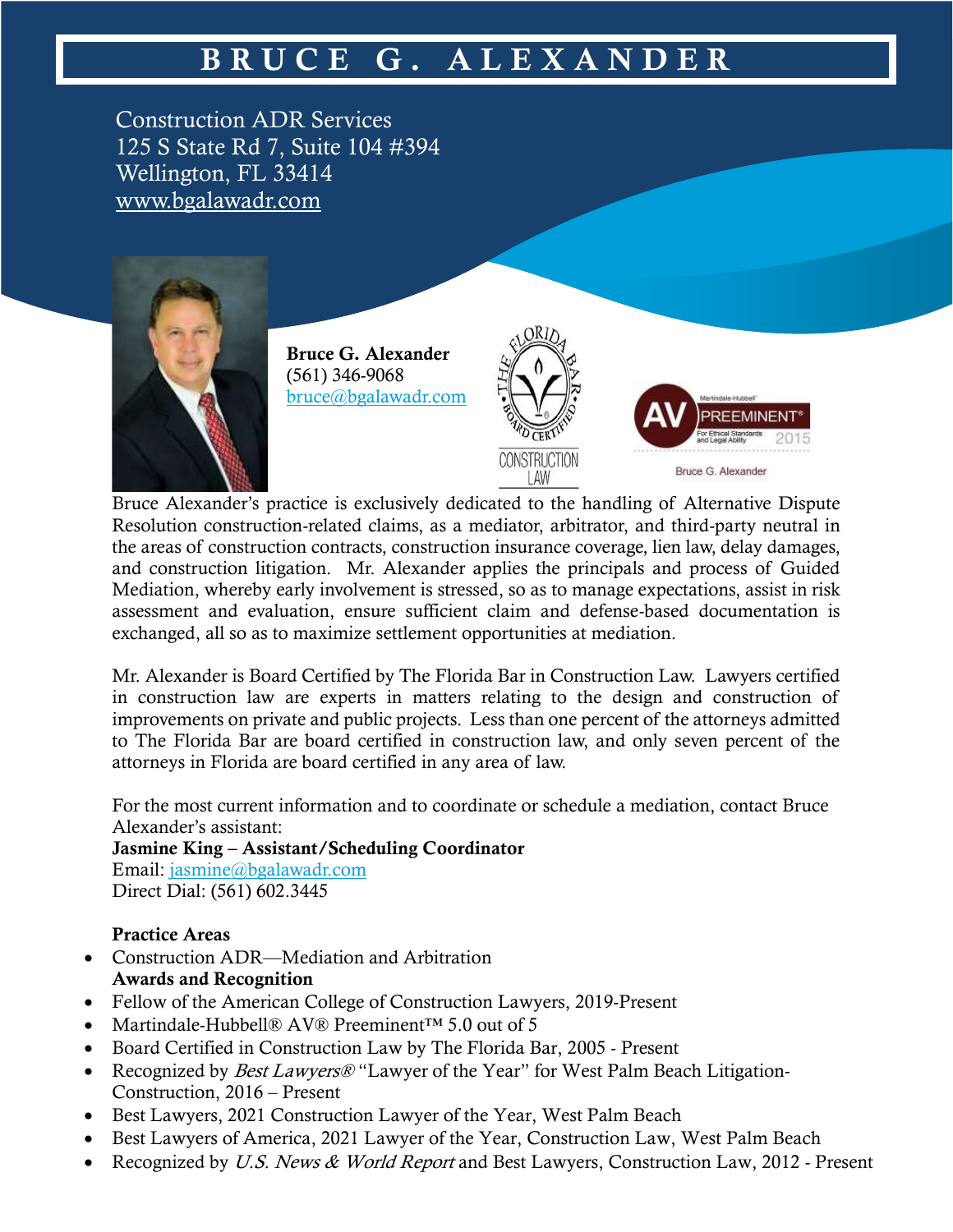# BRUCE G. ALEXANDER

Construction ADR Services
125 S State Rd 7, Suite 104 #394
Wellington, FL 33414
www.bgalawadr.com

**Bruce G. Alexander**
(561) 346-9068
bruce@bgalawadr.com

Bruce Alexander's practice is exclusively dedicated to the handling of Alternative Dispute Resolution construction-related claims, as a mediator, arbitrator, and third-party neutral in the areas of construction contracts, construction insurance coverage, lien law, delay damages, and construction litigation. Mr. Alexander applies the principals and process of Guided Mediation, whereby early involvement is stressed, so as to manage expectations, assist in risk assessment and evaluation, ensure sufficient claim and defense-based documentation is exchanged, all so as to maximize settlement opportunities at mediation.

Mr. Alexander is Board Certified by The Florida Bar in Construction Law. Lawyers certified in construction law are experts in matters relating to the design and construction of improvements on private and public projects. Less than one percent of the attorneys admitted to The Florida Bar are board certified in construction law, and only seven percent of the attorneys in Florida are board certified in any area of law.

For the most current information and to coordinate or schedule a mediation, contact Bruce Alexander's assistant:
**Jasmine King – Assistant/Scheduling Coordinator**
Email: jasmine@bgalawadr.com
Direct Dial: (561) 602.3445

**Practice Areas**

- Construction ADR—Mediation and Arbitration

**Awards and Recognition**

- Fellow of the American College of Construction Lawyers, 2019-Present
- Martindale-Hubbell® AV® Preeminent™ 5.0 out of 5
- Board Certified in Construction Law by The Florida Bar, 2005 - Present
- Recognized by *Best Lawyers®* "Lawyer of the Year" for West Palm Beach Litigation-Construction, 2016 – Present
- Best Lawyers, 2021 Construction Lawyer of the Year, West Palm Beach
- Best Lawyers of America, 2021 Lawyer of the Year, Construction Law, West Palm Beach
- Recognized by *U.S. News & World Report* and Best Lawyers, Construction Law, 2012 - Present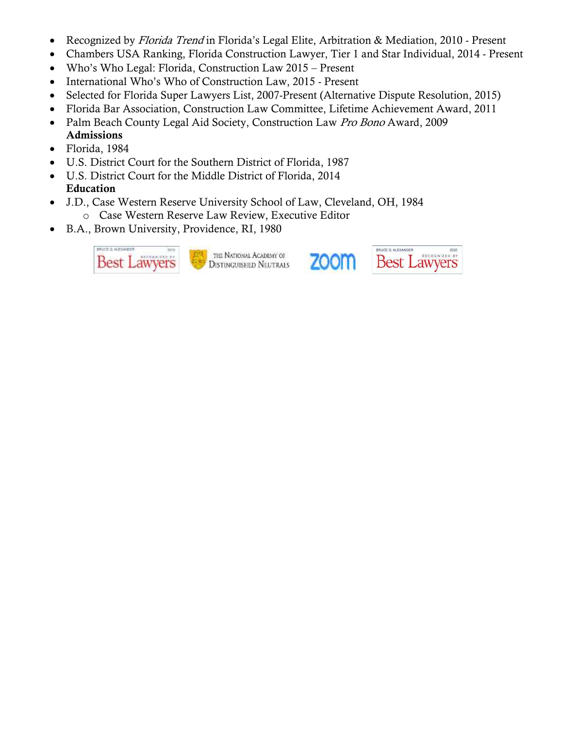- Recognized by *Florida Trend* in Florida's Legal Elite, Arbitration & Mediation, 2010 - Present
- Chambers USA Ranking, Florida Construction Lawyer, Tier 1 and Star Individual, 2014 - Present
- Who's Who Legal: Florida, Construction Law 2015 – Present
- International Who's Who of Construction Law, 2015 - Present
- Selected for Florida Super Lawyers List, 2007-Present (Alternative Dispute Resolution, 2015)
- Florida Bar Association, Construction Law Committee, Lifetime Achievement Award, 2011
- Palm Beach County Legal Aid Society, Construction Law *Pro Bono* Award, 2009

**Admissions**

- Florida, 1984
- U.S. District Court for the Southern District of Florida, 1987
- U.S. District Court for the Middle District of Florida, 2014

**Education**

- J.D., Case Western Reserve University School of Law, Cleveland, OH, 1984
  - Case Western Reserve Law Review, Executive Editor
- B.A., Brown University, Providence, RI, 1980